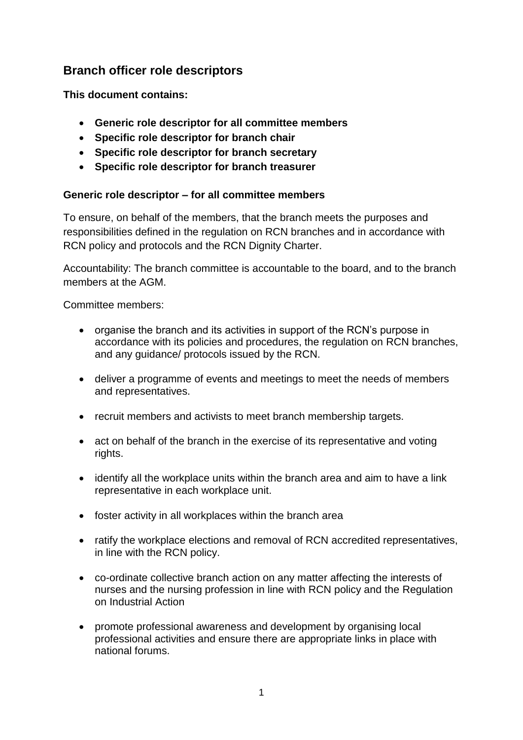## Branch officer role descriptors

**This document contains:**

- **Generic role descriptor for all committee members**
- **Specific role descriptor for branch chair**
- **Specific role descriptor for branch secretary**
- **Specific role descriptor for branch treasurer**

### Generic role descriptor – for all committee members

To ensure, on behalf of the members, that the branch meets the purposes and responsibilities defined in the regulation on RCN branches and in accordance with RCN policy and protocols and the RCN Dignity Charter.

Accountability: The branch committee is accountable to the board, and to the branch members at the AGM.

Committee members:

- organise the branch and its activities in support of the RCN's purpose in accordance with its policies and procedures, the regulation on RCN branches, and any guidance/ protocols issued by the RCN.

- deliver a programme of events and meetings to meet the needs of members and representatives.

- recruit members and activists to meet branch membership targets.

- act on behalf of the branch in the exercise of its representative and voting rights.

- identify all the workplace units within the branch area and aim to have a link representative in each workplace unit.

- foster activity in all workplaces within the branch area

- ratify the workplace elections and removal of RCN accredited representatives, in line with the RCN policy.

- co-ordinate collective branch action on any matter affecting the interests of nurses and the nursing profession in line with RCN policy and the Regulation on Industrial Action

- promote professional awareness and development by organising local professional activities and ensure there are appropriate links in place with national forums.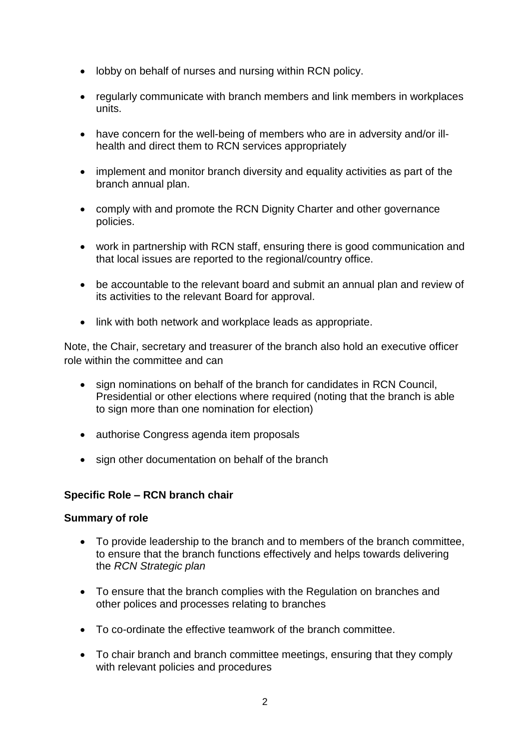- lobby on behalf of nurses and nursing within RCN policy.

- regularly communicate with branch members and link members in workplaces units.

- have concern for the well-being of members who are in adversity and/or ill-health and direct them to RCN services appropriately

- implement and monitor branch diversity and equality activities as part of the branch annual plan.

- comply with and promote the RCN Dignity Charter and other governance policies.

- work in partnership with RCN staff, ensuring there is good communication and that local issues are reported to the regional/country office.

- be accountable to the relevant board and submit an annual plan and review of its activities to the relevant Board for approval.

- link with both network and workplace leads as appropriate.

Note, the Chair, secretary and treasurer of the branch also hold an executive officer role within the committee and can

- sign nominations on behalf of the branch for candidates in RCN Council, Presidential or other elections where required (noting that the branch is able to sign more than one nomination for election)

- authorise Congress agenda item proposals

- sign other documentation on behalf of the branch

**Specific Role – RCN branch chair**

**Summary of role**

- To provide leadership to the branch and to members of the branch committee, to ensure that the branch functions effectively and helps towards delivering the *RCN Strategic plan*

- To ensure that the branch complies with the Regulation on branches and other polices and processes relating to branches

- To co-ordinate the effective teamwork of the branch committee.

- To chair branch and branch committee meetings, ensuring that they comply with relevant policies and procedures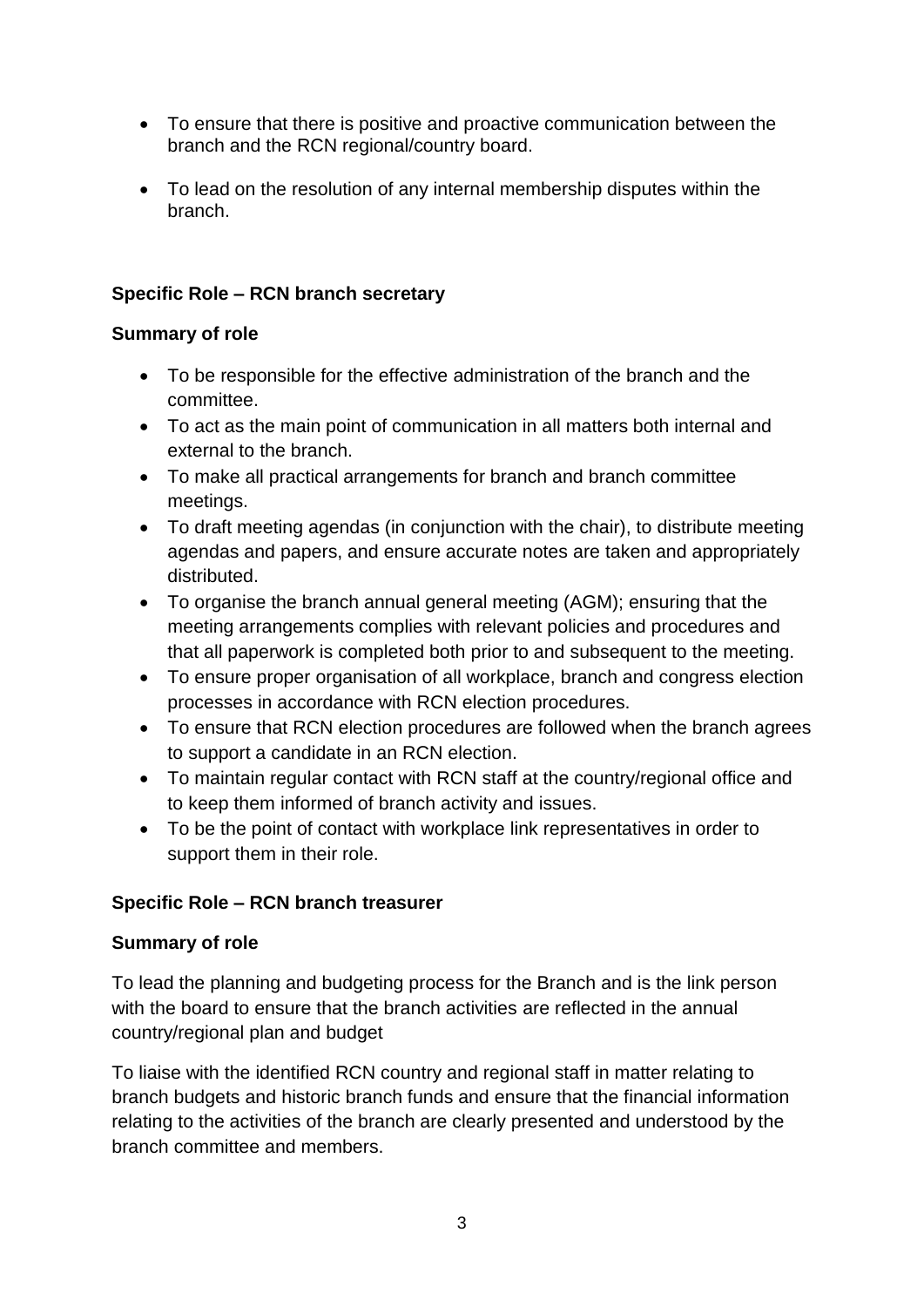- To ensure that there is positive and proactive communication between the branch and the RCN regional/country board.

- To lead on the resolution of any internal membership disputes within the branch.

**Specific Role – RCN branch secretary**

**Summary of role**

- To be responsible for the effective administration of the branch and the committee.
- To act as the main point of communication in all matters both internal and external to the branch.
- To make all practical arrangements for branch and branch committee meetings.
- To draft meeting agendas (in conjunction with the chair), to distribute meeting agendas and papers, and ensure accurate notes are taken and appropriately distributed.
- To organise the branch annual general meeting (AGM); ensuring that the meeting arrangements complies with relevant policies and procedures and that all paperwork is completed both prior to and subsequent to the meeting.
- To ensure proper organisation of all workplace, branch and congress election processes in accordance with RCN election procedures.
- To ensure that RCN election procedures are followed when the branch agrees to support a candidate in an RCN election.
- To maintain regular contact with RCN staff at the country/regional office and to keep them informed of branch activity and issues.
- To be the point of contact with workplace link representatives in order to support them in their role.

**Specific Role – RCN branch treasurer**

**Summary of role**

To lead the planning and budgeting process for the Branch and is the link person with the board to ensure that the branch activities are reflected in the annual country/regional plan and budget

To liaise with the identified RCN country and regional staff in matter relating to branch budgets and historic branch funds and ensure that the financial information relating to the activities of the branch are clearly presented and understood by the branch committee and members.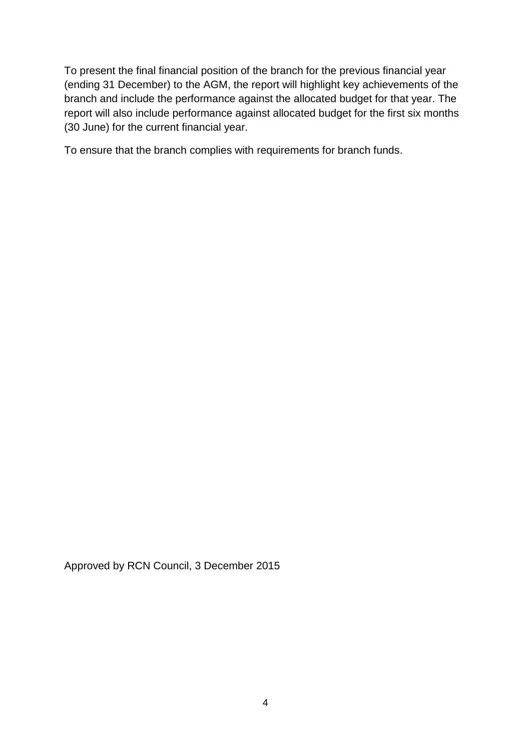To present the final financial position of the branch for the previous financial year (ending 31 December) to the AGM, the report will highlight key achievements of the branch and include the performance against the allocated budget for that year. The report will also include performance against allocated budget for the first six months (30 June) for the current financial year.

To ensure that the branch complies with requirements for branch funds.

Approved by RCN Council, 3 December 2015